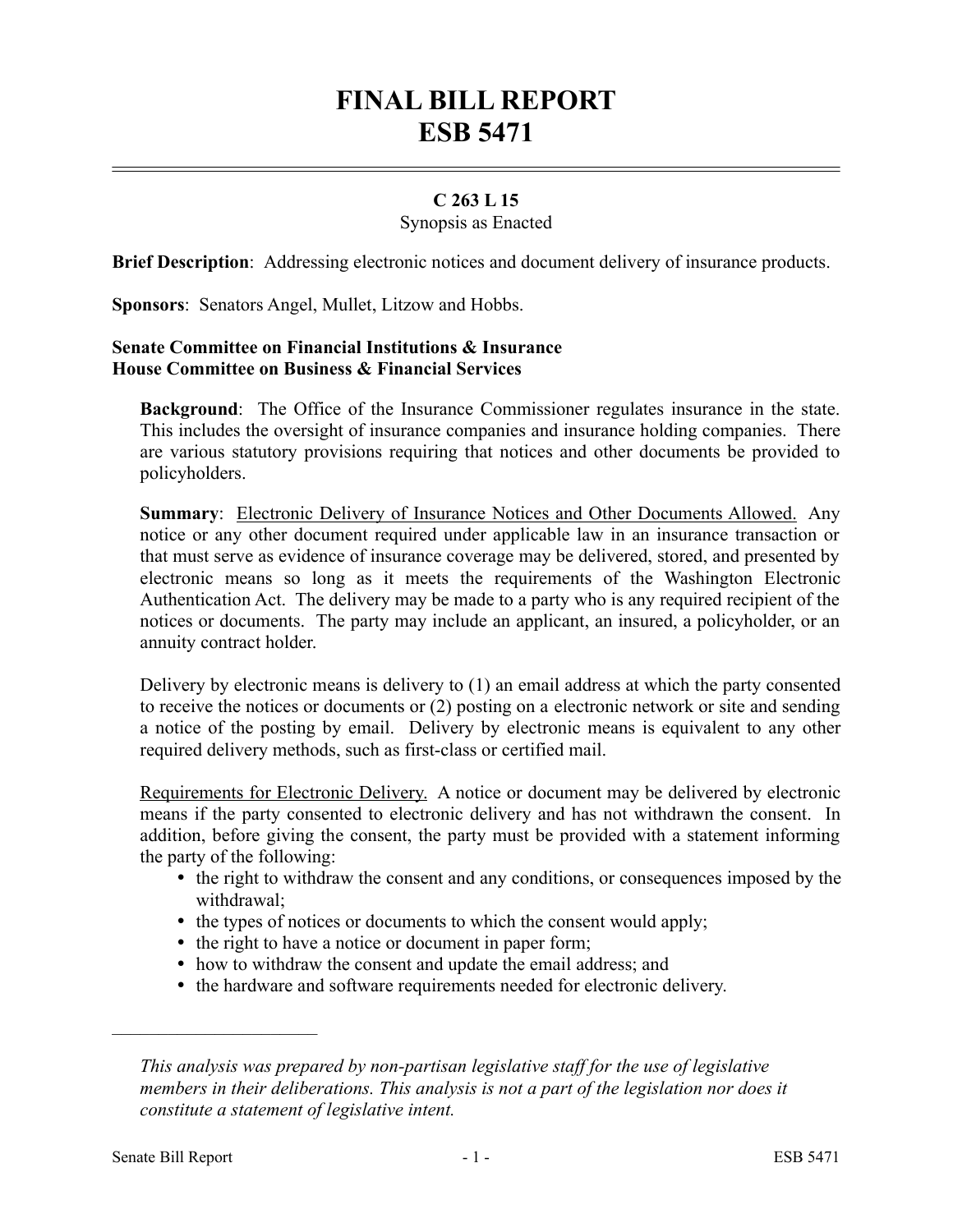# FINAL BILL REPORT
# ESB 5471

**C 263 L 15**

Synopsis as Enacted

**Brief Description**: Addressing electronic notices and document delivery of insurance products.

**Sponsors**: Senators Angel, Mullet, Litzow and Hobbs.

**Senate Committee on Financial Institutions & Insurance**
**House Committee on Business & Financial Services**

**Background**: The Office of the Insurance Commissioner regulates insurance in the state. This includes the oversight of insurance companies and insurance holding companies. There are various statutory provisions requiring that notices and other documents be provided to policyholders.

**Summary**: Electronic Delivery of Insurance Notices and Other Documents Allowed. Any notice or any other document required under applicable law in an insurance transaction or that must serve as evidence of insurance coverage may be delivered, stored, and presented by electronic means so long as it meets the requirements of the Washington Electronic Authentication Act. The delivery may be made to a party who is any required recipient of the notices or documents. The party may include an applicant, an insured, a policyholder, or an annuity contract holder.

Delivery by electronic means is delivery to (1) an email address at which the party consented to receive the notices or documents or (2) posting on a electronic network or site and sending a notice of the posting by email. Delivery by electronic means is equivalent to any other required delivery methods, such as first-class or certified mail.

Requirements for Electronic Delivery. A notice or document may be delivered by electronic means if the party consented to electronic delivery and has not withdrawn the consent. In addition, before giving the consent, the party must be provided with a statement informing the party of the following:

- the right to withdraw the consent and any conditions, or consequences imposed by the withdrawal;
- the types of notices or documents to which the consent would apply;
- the right to have a notice or document in paper form;
- how to withdraw the consent and update the email address; and
- the hardware and software requirements needed for electronic delivery.

---

*This analysis was prepared by non-partisan legislative staff for the use of legislative members in their deliberations. This analysis is not a part of the legislation nor does it constitute a statement of legislative intent.*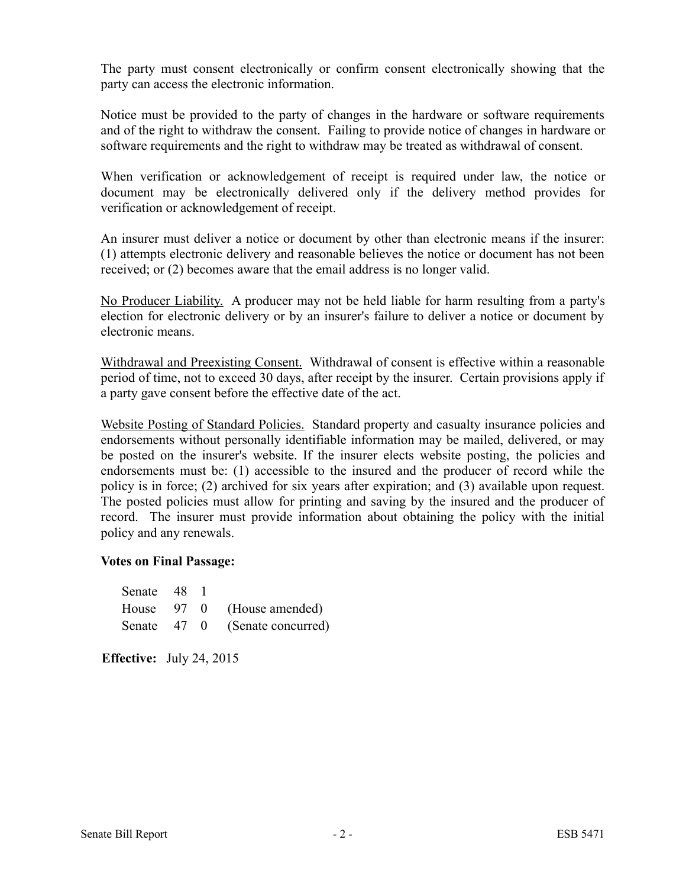The party must consent electronically or confirm consent electronically showing that the party can access the electronic information.

Notice must be provided to the party of changes in the hardware or software requirements and of the right to withdraw the consent. Failing to provide notice of changes in hardware or software requirements and the right to withdraw may be treated as withdrawal of consent.

When verification or acknowledgement of receipt is required under law, the notice or document may be electronically delivered only if the delivery method provides for verification or acknowledgement of receipt.

An insurer must deliver a notice or document by other than electronic means if the insurer: (1) attempts electronic delivery and reasonable believes the notice or document has not been received; or (2) becomes aware that the email address is no longer valid.

No Producer Liability. A producer may not be held liable for harm resulting from a party's election for electronic delivery or by an insurer's failure to deliver a notice or document by electronic means.

Withdrawal and Preexisting Consent. Withdrawal of consent is effective within a reasonable period of time, not to exceed 30 days, after receipt by the insurer. Certain provisions apply if a party gave consent before the effective date of the act.

Website Posting of Standard Policies. Standard property and casualty insurance policies and endorsements without personally identifiable information may be mailed, delivered, or may be posted on the insurer's website. If the insurer elects website posting, the policies and endorsements must be: (1) accessible to the insured and the producer of record while the policy is in force; (2) archived for six years after expiration; and (3) available upon request. The posted policies must allow for printing and saving by the insured and the producer of record. The insurer must provide information about obtaining the policy with the initial policy and any renewals.

**Votes on Final Passage:**

| | | | |
|---|---|---|---|
| Senate | 48 | 1 | |
| House | 97 | 0 | (House amended) |
| Senate | 47 | 0 | (Senate concurred) |

**Effective:** July 24, 2015